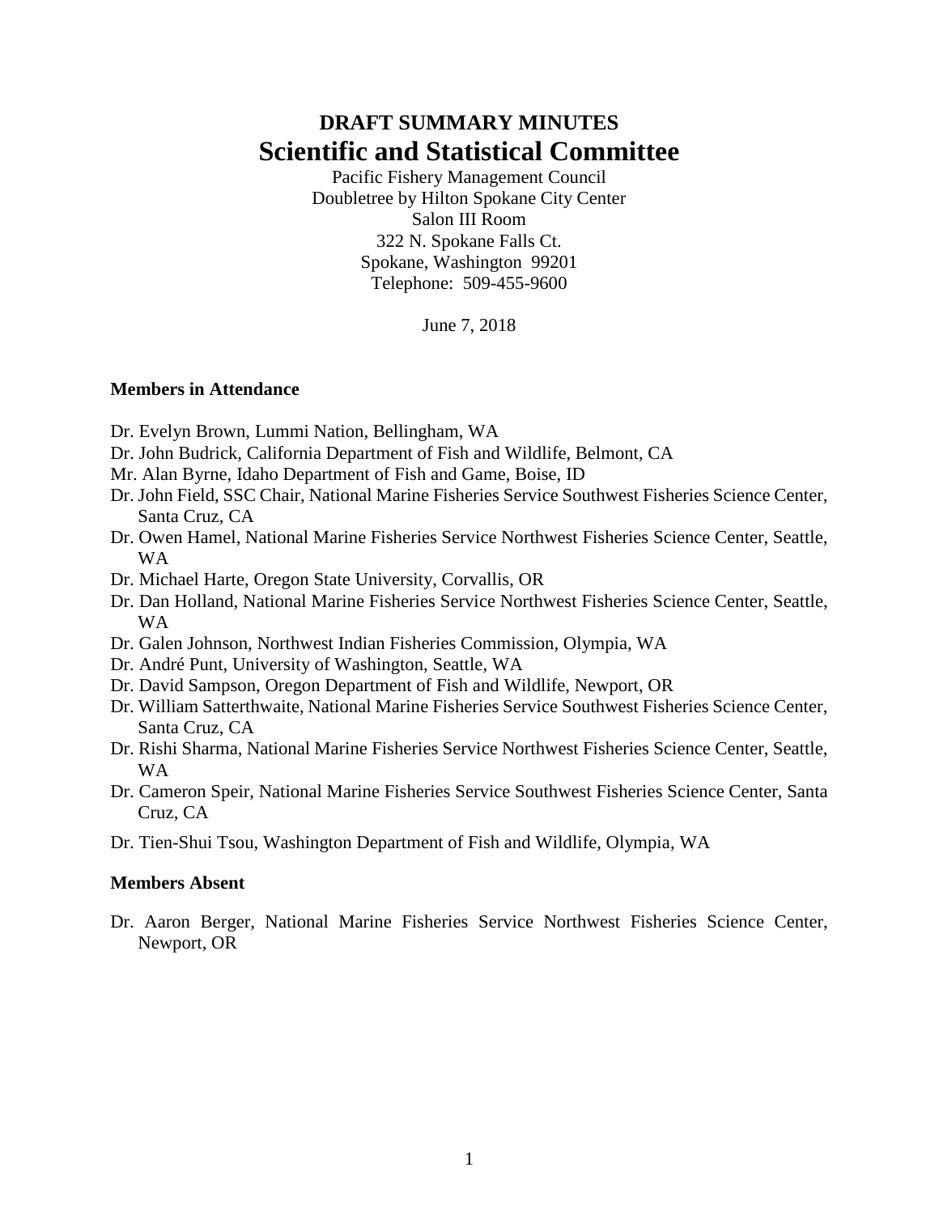# DRAFT SUMMARY MINUTES

# Scientific and Statistical Committee

Pacific Fishery Management Council
Doubletree by Hilton Spokane City Center
Salon III Room
322 N. Spokane Falls Ct.
Spokane, Washington 99201
Telephone: 509-455-9600

June 7, 2018

### Members in Attendance

Dr. Evelyn Brown, Lummi Nation, Bellingham, WA

Dr. John Budrick, California Department of Fish and Wildlife, Belmont, CA

Mr. Alan Byrne, Idaho Department of Fish and Game, Boise, ID

Dr. John Field, SSC Chair, National Marine Fisheries Service Southwest Fisheries Science Center, Santa Cruz, CA

Dr. Owen Hamel, National Marine Fisheries Service Northwest Fisheries Science Center, Seattle, WA

Dr. Michael Harte, Oregon State University, Corvallis, OR

Dr. Dan Holland, National Marine Fisheries Service Northwest Fisheries Science Center, Seattle, WA

Dr. Galen Johnson, Northwest Indian Fisheries Commission, Olympia, WA

Dr. André Punt, University of Washington, Seattle, WA

Dr. David Sampson, Oregon Department of Fish and Wildlife, Newport, OR

Dr. William Satterthwaite, National Marine Fisheries Service Southwest Fisheries Science Center, Santa Cruz, CA

Dr. Rishi Sharma, National Marine Fisheries Service Northwest Fisheries Science Center, Seattle, WA

Dr. Cameron Speir, National Marine Fisheries Service Southwest Fisheries Science Center, Santa Cruz, CA

Dr. Tien-Shui Tsou, Washington Department of Fish and Wildlife, Olympia, WA

### Members Absent

Dr. Aaron Berger, National Marine Fisheries Service Northwest Fisheries Science Center, Newport, OR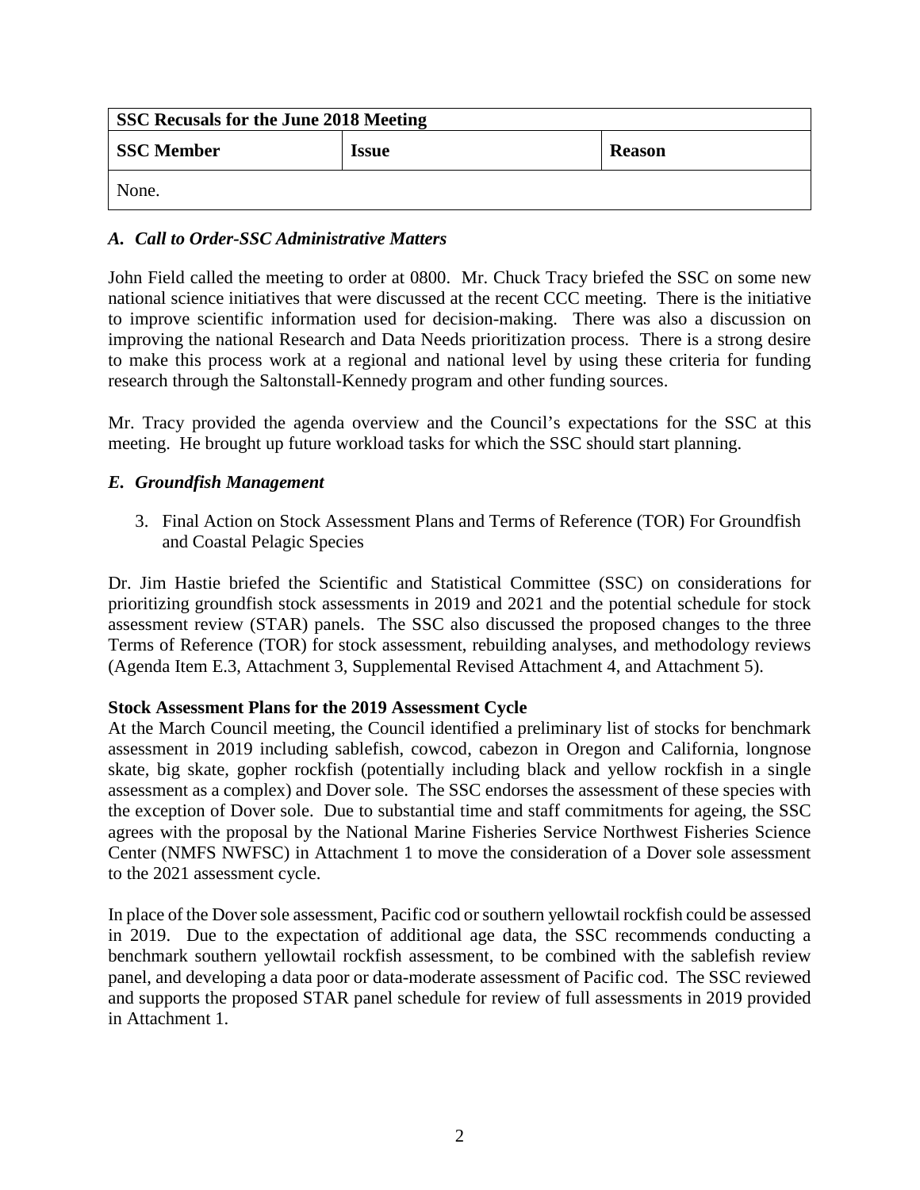| SSC Recusals for the June 2018 Meeting | | |
|---|---|---|
| **SSC Member** | **Issue** | **Reason** |
| None. | | |

### *A. Call to Order-SSC Administrative Matters*

John Field called the meeting to order at 0800. Mr. Chuck Tracy briefed the SSC on some new national science initiatives that were discussed at the recent CCC meeting. There is the initiative to improve scientific information used for decision-making. There was also a discussion on improving the national Research and Data Needs prioritization process. There is a strong desire to make this process work at a regional and national level by using these criteria for funding research through the Saltonstall-Kennedy program and other funding sources.

Mr. Tracy provided the agenda overview and the Council's expectations for the SSC at this meeting. He brought up future workload tasks for which the SSC should start planning.

### *E. Groundfish Management*

3. Final Action on Stock Assessment Plans and Terms of Reference (TOR) For Groundfish and Coastal Pelagic Species

Dr. Jim Hastie briefed the Scientific and Statistical Committee (SSC) on considerations for prioritizing groundfish stock assessments in 2019 and 2021 and the potential schedule for stock assessment review (STAR) panels. The SSC also discussed the proposed changes to the three Terms of Reference (TOR) for stock assessment, rebuilding analyses, and methodology reviews (Agenda Item E.3, Attachment 3, Supplemental Revised Attachment 4, and Attachment 5).

**Stock Assessment Plans for the 2019 Assessment Cycle**

At the March Council meeting, the Council identified a preliminary list of stocks for benchmark assessment in 2019 including sablefish, cowcod, cabezon in Oregon and California, longnose skate, big skate, gopher rockfish (potentially including black and yellow rockfish in a single assessment as a complex) and Dover sole. The SSC endorses the assessment of these species with the exception of Dover sole. Due to substantial time and staff commitments for ageing, the SSC agrees with the proposal by the National Marine Fisheries Service Northwest Fisheries Science Center (NMFS NWFSC) in Attachment 1 to move the consideration of a Dover sole assessment to the 2021 assessment cycle.

In place of the Dover sole assessment, Pacific cod or southern yellowtail rockfish could be assessed in 2019. Due to the expectation of additional age data, the SSC recommends conducting a benchmark southern yellowtail rockfish assessment, to be combined with the sablefish review panel, and developing a data poor or data-moderate assessment of Pacific cod. The SSC reviewed and supports the proposed STAR panel schedule for review of full assessments in 2019 provided in Attachment 1.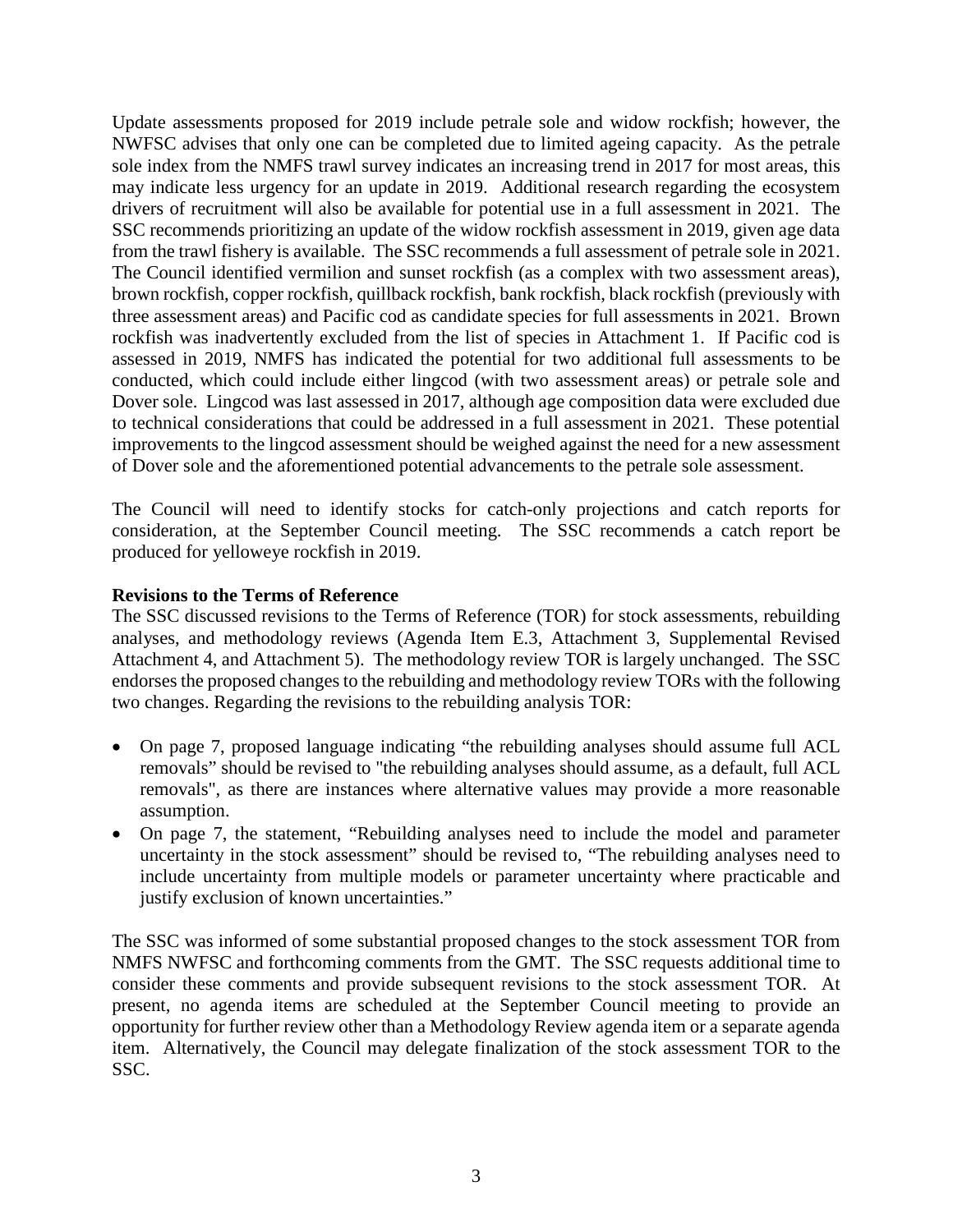Update assessments proposed for 2019 include petrale sole and widow rockfish; however, the NWFSC advises that only one can be completed due to limited ageing capacity. As the petrale sole index from the NMFS trawl survey indicates an increasing trend in 2017 for most areas, this may indicate less urgency for an update in 2019. Additional research regarding the ecosystem drivers of recruitment will also be available for potential use in a full assessment in 2021. The SSC recommends prioritizing an update of the widow rockfish assessment in 2019, given age data from the trawl fishery is available. The SSC recommends a full assessment of petrale sole in 2021. The Council identified vermilion and sunset rockfish (as a complex with two assessment areas), brown rockfish, copper rockfish, quillback rockfish, bank rockfish, black rockfish (previously with three assessment areas) and Pacific cod as candidate species for full assessments in 2021. Brown rockfish was inadvertently excluded from the list of species in Attachment 1. If Pacific cod is assessed in 2019, NMFS has indicated the potential for two additional full assessments to be conducted, which could include either lingcod (with two assessment areas) or petrale sole and Dover sole. Lingcod was last assessed in 2017, although age composition data were excluded due to technical considerations that could be addressed in a full assessment in 2021. These potential improvements to the lingcod assessment should be weighed against the need for a new assessment of Dover sole and the aforementioned potential advancements to the petrale sole assessment.

The Council will need to identify stocks for catch-only projections and catch reports for consideration, at the September Council meeting. The SSC recommends a catch report be produced for yelloweye rockfish in 2019.

**Revisions to the Terms of Reference**

The SSC discussed revisions to the Terms of Reference (TOR) for stock assessments, rebuilding analyses, and methodology reviews (Agenda Item E.3, Attachment 3, Supplemental Revised Attachment 4, and Attachment 5). The methodology review TOR is largely unchanged. The SSC endorses the proposed changes to the rebuilding and methodology review TORs with the following two changes. Regarding the revisions to the rebuilding analysis TOR:

- On page 7, proposed language indicating "the rebuilding analyses should assume full ACL removals" should be revised to "the rebuilding analyses should assume, as a default, full ACL removals", as there are instances where alternative values may provide a more reasonable assumption.
- On page 7, the statement, "Rebuilding analyses need to include the model and parameter uncertainty in the stock assessment" should be revised to, "The rebuilding analyses need to include uncertainty from multiple models or parameter uncertainty where practicable and justify exclusion of known uncertainties."

The SSC was informed of some substantial proposed changes to the stock assessment TOR from NMFS NWFSC and forthcoming comments from the GMT. The SSC requests additional time to consider these comments and provide subsequent revisions to the stock assessment TOR. At present, no agenda items are scheduled at the September Council meeting to provide an opportunity for further review other than a Methodology Review agenda item or a separate agenda item. Alternatively, the Council may delegate finalization of the stock assessment TOR to the SSC.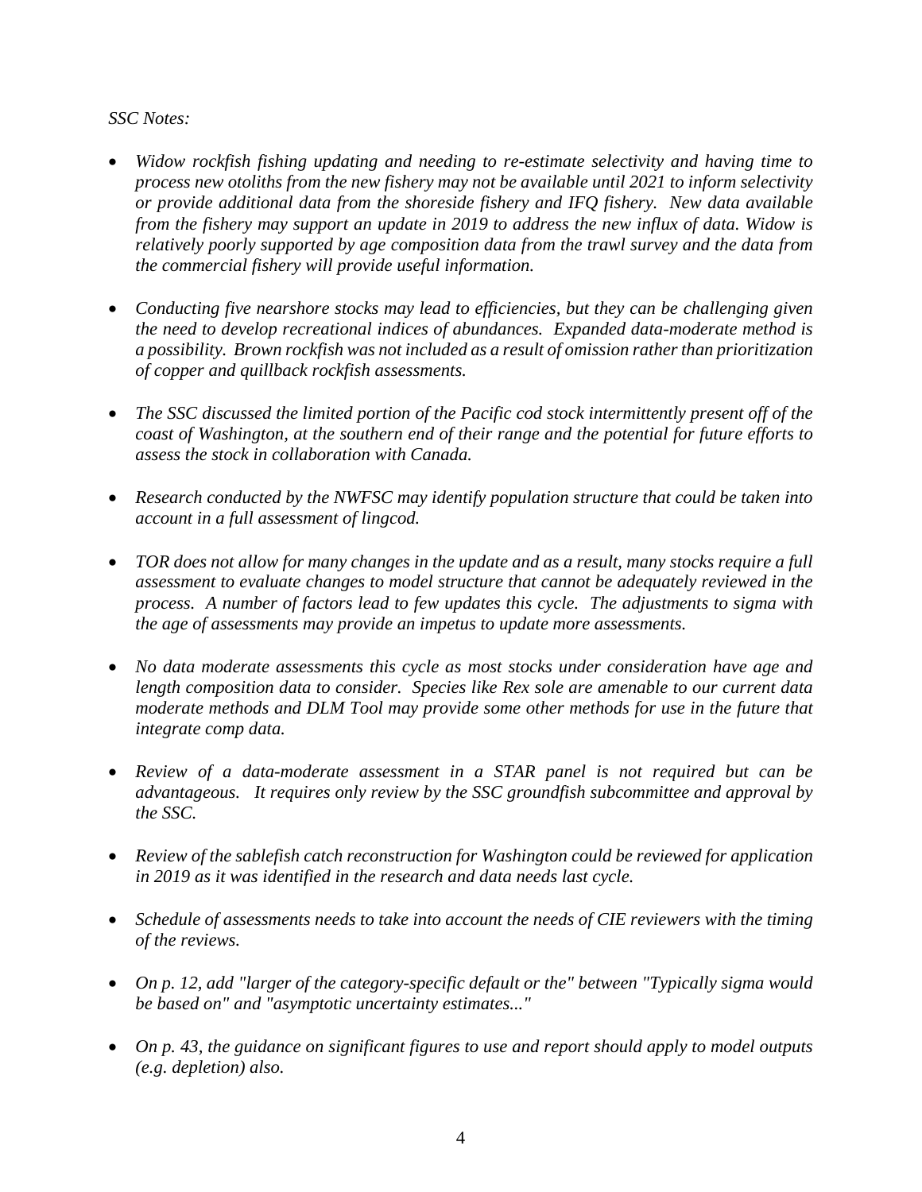*SSC Notes:*

- *Widow rockfish fishing updating and needing to re-estimate selectivity and having time to process new otoliths from the new fishery may not be available until 2021 to inform selectivity or provide additional data from the shoreside fishery and IFQ fishery. New data available from the fishery may support an update in 2019 to address the new influx of data. Widow is relatively poorly supported by age composition data from the trawl survey and the data from the commercial fishery will provide useful information.*

- *Conducting five nearshore stocks may lead to efficiencies, but they can be challenging given the need to develop recreational indices of abundances. Expanded data-moderate method is a possibility. Brown rockfish was not included as a result of omission rather than prioritization of copper and quillback rockfish assessments.*

- *The SSC discussed the limited portion of the Pacific cod stock intermittently present off of the coast of Washington, at the southern end of their range and the potential for future efforts to assess the stock in collaboration with Canada.*

- *Research conducted by the NWFSC may identify population structure that could be taken into account in a full assessment of lingcod.*

- *TOR does not allow for many changes in the update and as a result, many stocks require a full assessment to evaluate changes to model structure that cannot be adequately reviewed in the process. A number of factors lead to few updates this cycle. The adjustments to sigma with the age of assessments may provide an impetus to update more assessments.*

- *No data moderate assessments this cycle as most stocks under consideration have age and length composition data to consider. Species like Rex sole are amenable to our current data moderate methods and DLM Tool may provide some other methods for use in the future that integrate comp data.*

- *Review of a data-moderate assessment in a STAR panel is not required but can be advantageous. It requires only review by the SSC groundfish subcommittee and approval by the SSC.*

- *Review of the sablefish catch reconstruction for Washington could be reviewed for application in 2019 as it was identified in the research and data needs last cycle.*

- *Schedule of assessments needs to take into account the needs of CIE reviewers with the timing of the reviews.*

- *On p. 12, add "larger of the category-specific default or the" between "Typically sigma would be based on" and "asymptotic uncertainty estimates..."*

- *On p. 43, the guidance on significant figures to use and report should apply to model outputs (e.g. depletion) also.*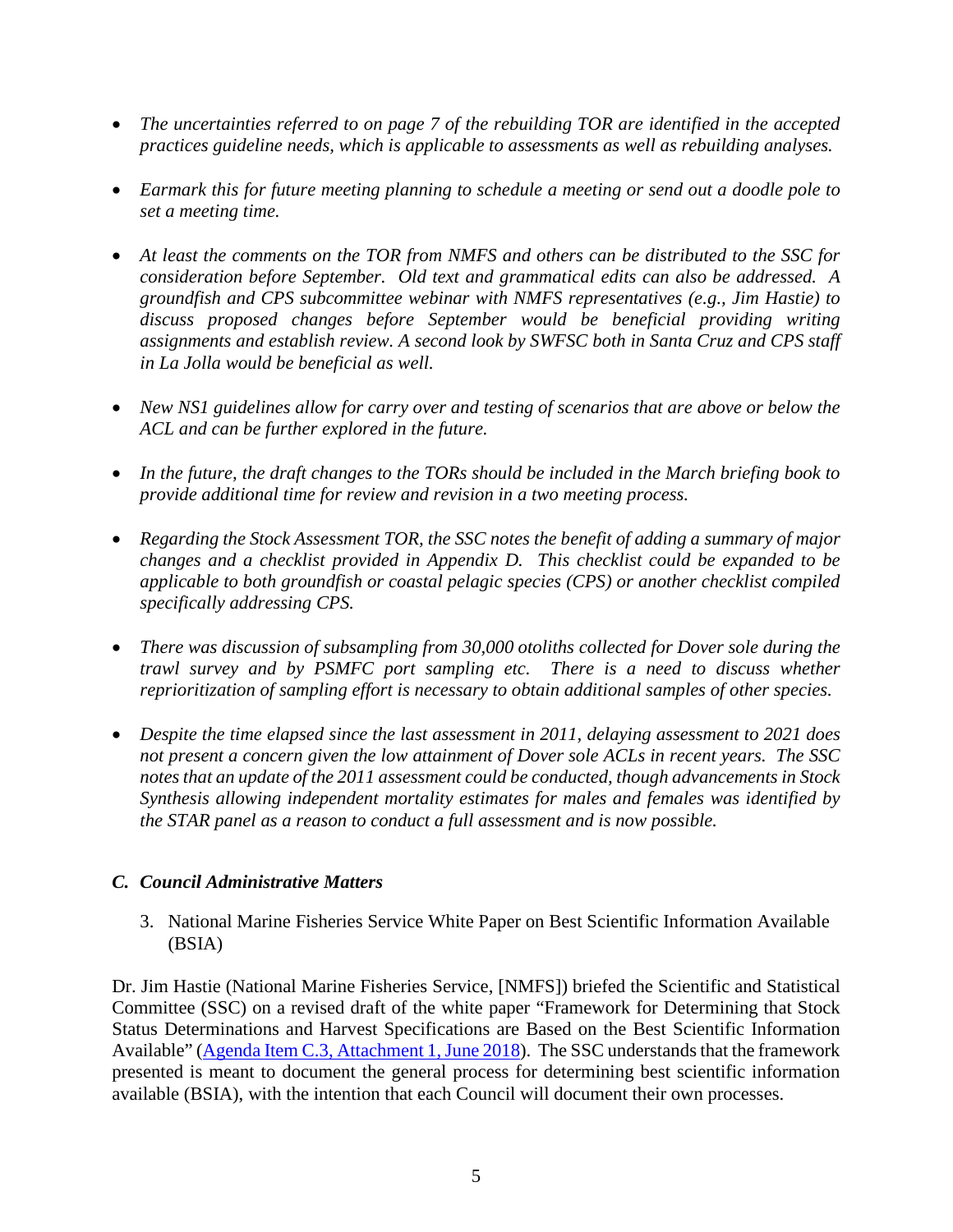- *The uncertainties referred to on page 7 of the rebuilding TOR are identified in the accepted practices guideline needs, which is applicable to assessments as well as rebuilding analyses.*

- *Earmark this for future meeting planning to schedule a meeting or send out a doodle pole to set a meeting time.*

- *At least the comments on the TOR from NMFS and others can be distributed to the SSC for consideration before September. Old text and grammatical edits can also be addressed. A groundfish and CPS subcommittee webinar with NMFS representatives (e.g., Jim Hastie) to discuss proposed changes before September would be beneficial providing writing assignments and establish review. A second look by SWFSC both in Santa Cruz and CPS staff in La Jolla would be beneficial as well.*

- *New NS1 guidelines allow for carry over and testing of scenarios that are above or below the ACL and can be further explored in the future.*

- *In the future, the draft changes to the TORs should be included in the March briefing book to provide additional time for review and revision in a two meeting process.*

- *Regarding the Stock Assessment TOR, the SSC notes the benefit of adding a summary of major changes and a checklist provided in Appendix D. This checklist could be expanded to be applicable to both groundfish or coastal pelagic species (CPS) or another checklist compiled specifically addressing CPS.*

- *There was discussion of subsampling from 30,000 otoliths collected for Dover sole during the trawl survey and by PSMFC port sampling etc. There is a need to discuss whether reprioritization of sampling effort is necessary to obtain additional samples of other species.*

- *Despite the time elapsed since the last assessment in 2011, delaying assessment to 2021 does not present a concern given the low attainment of Dover sole ACLs in recent years. The SSC notes that an update of the 2011 assessment could be conducted, though advancements in Stock Synthesis allowing independent mortality estimates for males and females was identified by the STAR panel as a reason to conduct a full assessment and is now possible.*

### *C. Council Administrative Matters*

3. National Marine Fisheries Service White Paper on Best Scientific Information Available (BSIA)

Dr. Jim Hastie (National Marine Fisheries Service, [NMFS]) briefed the Scientific and Statistical Committee (SSC) on a revised draft of the white paper "Framework for Determining that Stock Status Determinations and Harvest Specifications are Based on the Best Scientific Information Available" (Agenda Item C.3, Attachment 1, June 2018). The SSC understands that the framework presented is meant to document the general process for determining best scientific information available (BSIA), with the intention that each Council will document their own processes.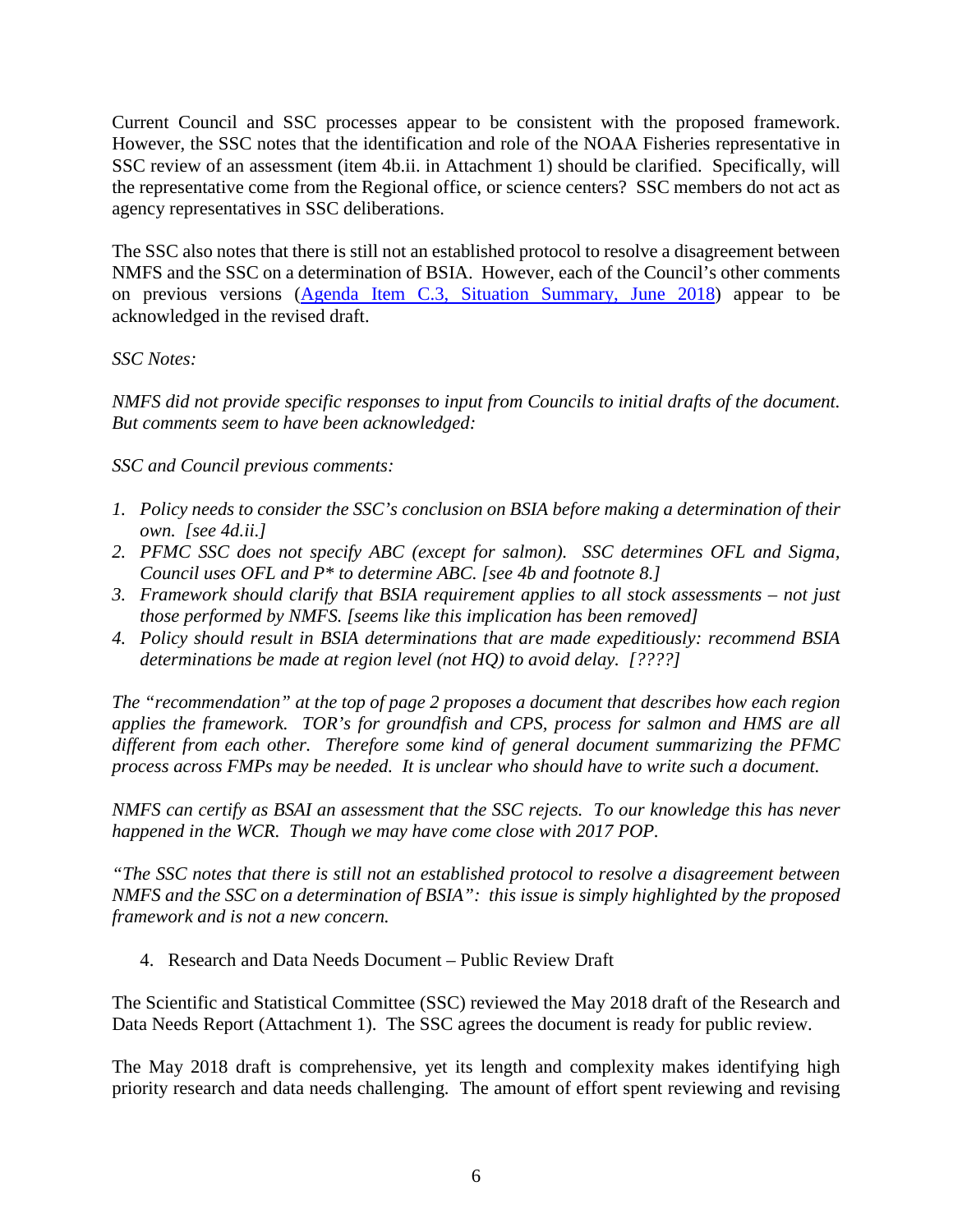Current Council and SSC processes appear to be consistent with the proposed framework. However, the SSC notes that the identification and role of the NOAA Fisheries representative in SSC review of an assessment (item 4b.ii. in Attachment 1) should be clarified. Specifically, will the representative come from the Regional office, or science centers? SSC members do not act as agency representatives in SSC deliberations.

The SSC also notes that there is still not an established protocol to resolve a disagreement between NMFS and the SSC on a determination of BSIA. However, each of the Council's other comments on previous versions (Agenda Item C.3, Situation Summary, June 2018) appear to be acknowledged in the revised draft.

*SSC Notes:*

*NMFS did not provide specific responses to input from Councils to initial drafts of the document. But comments seem to have been acknowledged:*

*SSC and Council previous comments:*

1. *Policy needs to consider the SSC's conclusion on BSIA before making a determination of their own. [see 4d.ii.]*
2. *PFMC SSC does not specify ABC (except for salmon). SSC determines OFL and Sigma, Council uses OFL and P* to determine ABC. [see 4b and footnote 8.]*
3. *Framework should clarify that BSIA requirement applies to all stock assessments – not just those performed by NMFS. [seems like this implication has been removed]*
4. *Policy should result in BSIA determinations that are made expeditiously: recommend BSIA determinations be made at region level (not HQ) to avoid delay. [????]*

*The "recommendation" at the top of page 2 proposes a document that describes how each region applies the framework. TOR's for groundfish and CPS, process for salmon and HMS are all different from each other. Therefore some kind of general document summarizing the PFMC process across FMPs may be needed. It is unclear who should have to write such a document.*

*NMFS can certify as BSAI an assessment that the SSC rejects. To our knowledge this has never happened in the WCR. Though we may have come close with 2017 POP.*

*"The SSC notes that there is still not an established protocol to resolve a disagreement between NMFS and the SSC on a determination of BSIA": this issue is simply highlighted by the proposed framework and is not a new concern.*

4. Research and Data Needs Document – Public Review Draft

The Scientific and Statistical Committee (SSC) reviewed the May 2018 draft of the Research and Data Needs Report (Attachment 1). The SSC agrees the document is ready for public review.

The May 2018 draft is comprehensive, yet its length and complexity makes identifying high priority research and data needs challenging. The amount of effort spent reviewing and revising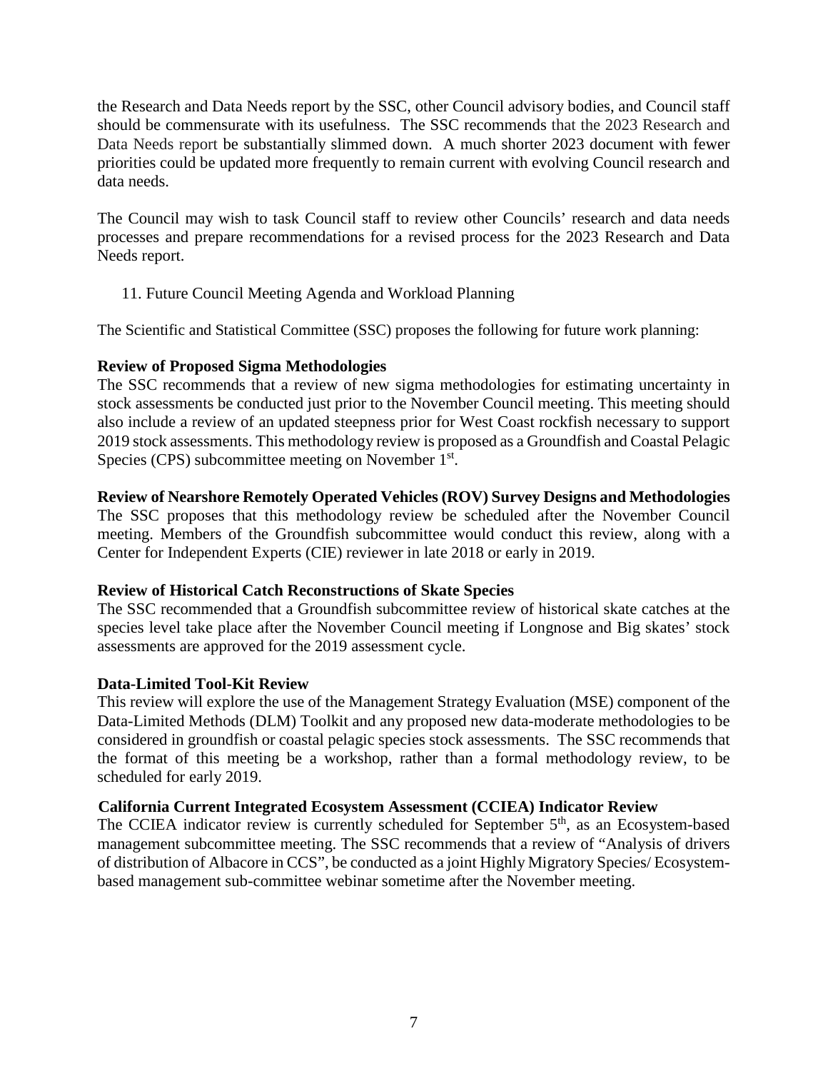the Research and Data Needs report by the SSC, other Council advisory bodies, and Council staff should be commensurate with its usefulness. The SSC recommends that the 2023 Research and Data Needs report be substantially slimmed down. A much shorter 2023 document with fewer priorities could be updated more frequently to remain current with evolving Council research and data needs.

The Council may wish to task Council staff to review other Councils' research and data needs processes and prepare recommendations for a revised process for the 2023 Research and Data Needs report.

11. Future Council Meeting Agenda and Workload Planning

The Scientific and Statistical Committee (SSC) proposes the following for future work planning:

**Review of Proposed Sigma Methodologies**

The SSC recommends that a review of new sigma methodologies for estimating uncertainty in stock assessments be conducted just prior to the November Council meeting. This meeting should also include a review of an updated steepness prior for West Coast rockfish necessary to support 2019 stock assessments. This methodology review is proposed as a Groundfish and Coastal Pelagic Species (CPS) subcommittee meeting on November 1st.

**Review of Nearshore Remotely Operated Vehicles (ROV) Survey Designs and Methodologies**

The SSC proposes that this methodology review be scheduled after the November Council meeting. Members of the Groundfish subcommittee would conduct this review, along with a Center for Independent Experts (CIE) reviewer in late 2018 or early in 2019.

**Review of Historical Catch Reconstructions of Skate Species**

The SSC recommended that a Groundfish subcommittee review of historical skate catches at the species level take place after the November Council meeting if Longnose and Big skates' stock assessments are approved for the 2019 assessment cycle.

**Data-Limited Tool-Kit Review**

This review will explore the use of the Management Strategy Evaluation (MSE) component of the Data-Limited Methods (DLM) Toolkit and any proposed new data-moderate methodologies to be considered in groundfish or coastal pelagic species stock assessments. The SSC recommends that the format of this meeting be a workshop, rather than a formal methodology review, to be scheduled for early 2019.

**California Current Integrated Ecosystem Assessment (CCIEA) Indicator Review**

The CCIEA indicator review is currently scheduled for September 5th, as an Ecosystem-based management subcommittee meeting. The SSC recommends that a review of "Analysis of drivers of distribution of Albacore in CCS", be conducted as a joint Highly Migratory Species/ Ecosystem-based management sub-committee webinar sometime after the November meeting.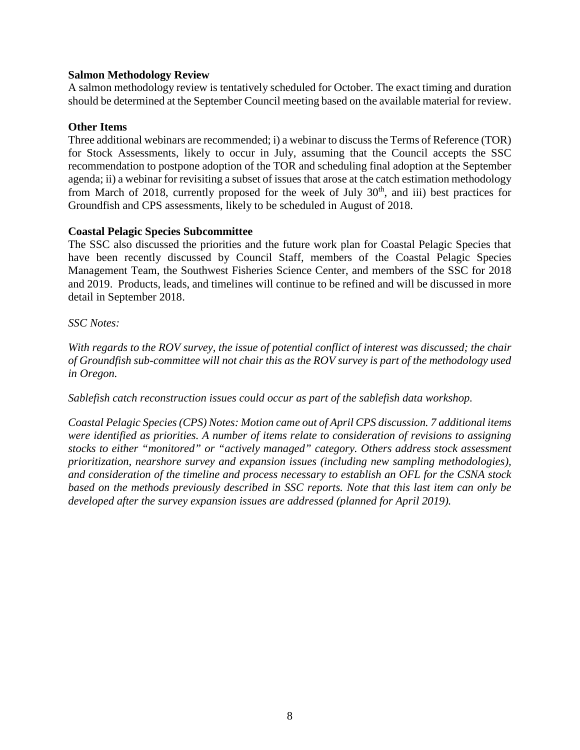**Salmon Methodology Review**

A salmon methodology review is tentatively scheduled for October. The exact timing and duration should be determined at the September Council meeting based on the available material for review.

**Other Items**

Three additional webinars are recommended; i) a webinar to discuss the Terms of Reference (TOR) for Stock Assessments, likely to occur in July, assuming that the Council accepts the SSC recommendation to postpone adoption of the TOR and scheduling final adoption at the September agenda; ii) a webinar for revisiting a subset of issues that arose at the catch estimation methodology from March of 2018, currently proposed for the week of July 30th, and iii) best practices for Groundfish and CPS assessments, likely to be scheduled in August of 2018.

**Coastal Pelagic Species Subcommittee**

The SSC also discussed the priorities and the future work plan for Coastal Pelagic Species that have been recently discussed by Council Staff, members of the Coastal Pelagic Species Management Team, the Southwest Fisheries Science Center, and members of the SSC for 2018 and 2019. Products, leads, and timelines will continue to be refined and will be discussed in more detail in September 2018.

*SSC Notes:*

*With regards to the ROV survey, the issue of potential conflict of interest was discussed; the chair of Groundfish sub-committee will not chair this as the ROV survey is part of the methodology used in Oregon.*

*Sablefish catch reconstruction issues could occur as part of the sablefish data workshop.*

*Coastal Pelagic Species (CPS) Notes: Motion came out of April CPS discussion. 7 additional items were identified as priorities. A number of items relate to consideration of revisions to assigning stocks to either "monitored" or "actively managed" category. Others address stock assessment prioritization, nearshore survey and expansion issues (including new sampling methodologies), and consideration of the timeline and process necessary to establish an OFL for the CSNA stock based on the methods previously described in SSC reports. Note that this last item can only be developed after the survey expansion issues are addressed (planned for April 2019).*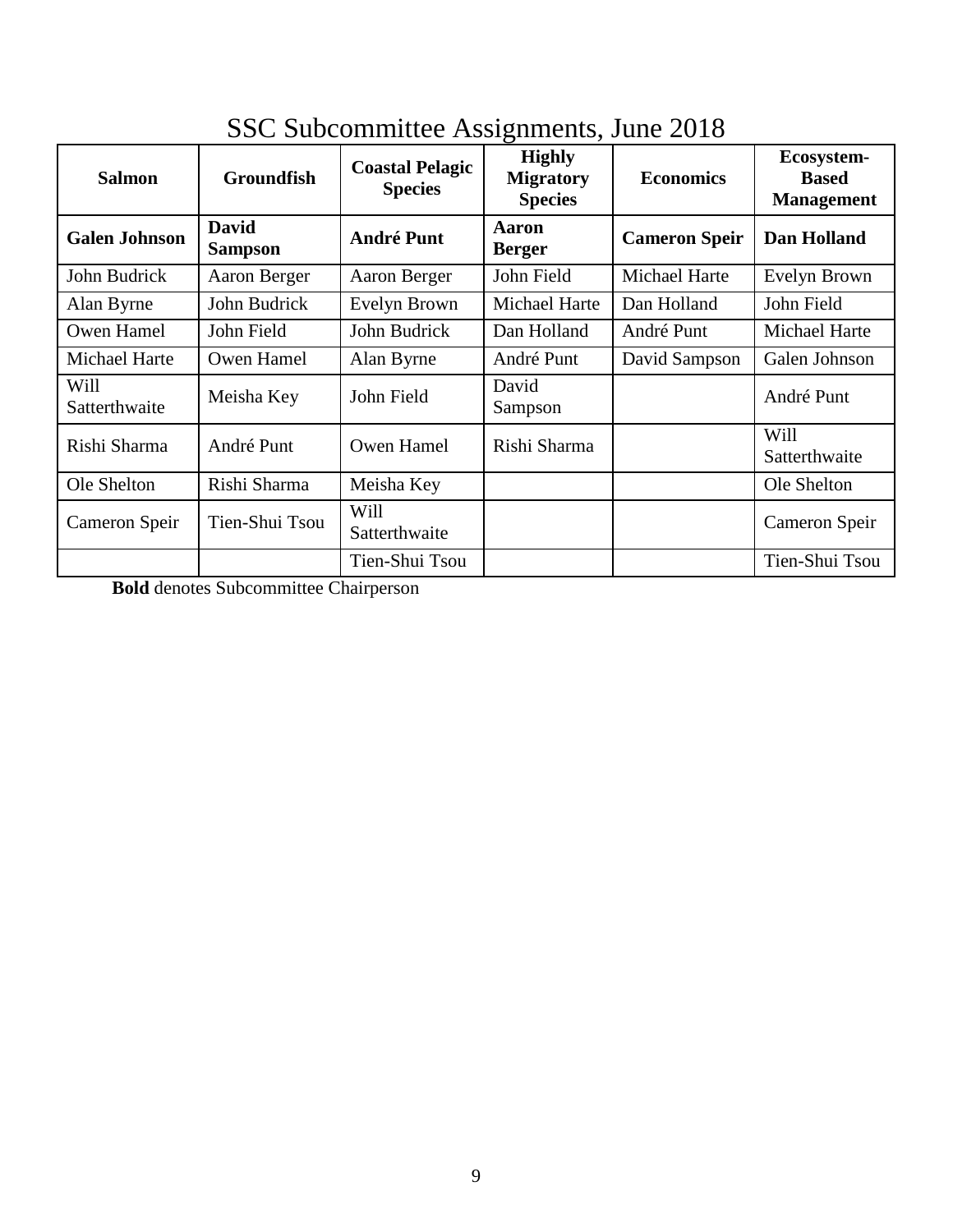# SSC Subcommittee Assignments, June 2018

| **Salmon** | **Groundfish** | **Coastal Pelagic Species** | **Highly Migratory Species** | **Economics** | **Ecosystem-Based Management** |
|---|---|---|---|---|---|
| **Galen Johnson** | **David Sampson** | **André Punt** | **Aaron Berger** | **Cameron Speir** | **Dan Holland** |
| John Budrick | Aaron Berger | Aaron Berger | John Field | Michael Harte | Evelyn Brown |
| Alan Byrne | John Budrick | Evelyn Brown | Michael Harte | Dan Holland | John Field |
| Owen Hamel | John Field | John Budrick | Dan Holland | André Punt | Michael Harte |
| Michael Harte | Owen Hamel | Alan Byrne | André Punt | David Sampson | Galen Johnson |
| Will Satterthwaite | Meisha Key | John Field | David Sampson | | André Punt |
| Rishi Sharma | André Punt | Owen Hamel | Rishi Sharma | | Will Satterthwaite |
| Ole Shelton | Rishi Sharma | Meisha Key | | | Ole Shelton |
| Cameron Speir | Tien-Shui Tsou | Will Satterthwaite | | | Cameron Speir |
| | | Tien-Shui Tsou | | | Tien-Shui Tsou |

**Bold** denotes Subcommittee Chairperson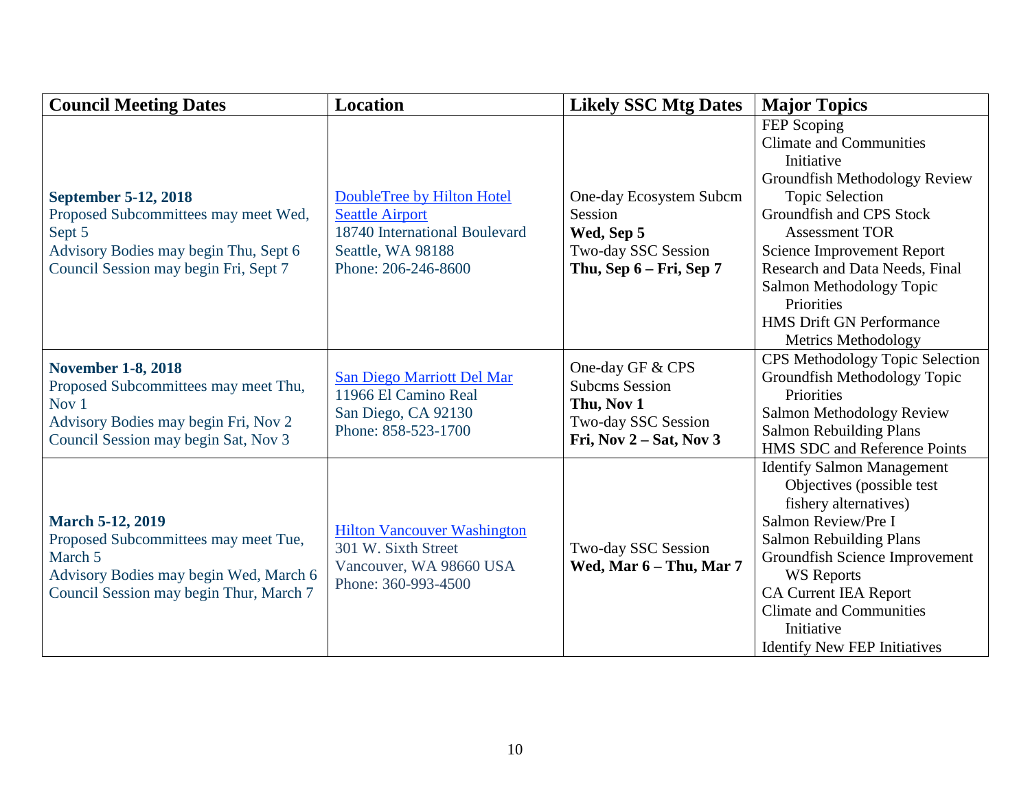| Council Meeting Dates | Location | Likely SSC Mtg Dates | Major Topics |
|---|---|---|---|
| **September 5-12, 2018**<br>Proposed Subcommittees may meet Wed, Sept 5<br>Advisory Bodies may begin Thu, Sept 6<br>Council Session may begin Fri, Sept 7 | DoubleTree by Hilton Hotel Seattle Airport<br>18740 International Boulevard<br>Seattle, WA 98188<br>Phone: 206-246-8600 | One-day Ecosystem Subcm Session<br>**Wed, Sep 5**<br>Two-day SSC Session<br>**Thu, Sep 6 – Fri, Sep 7** | FEP Scoping<br>Climate and Communities Initiative<br>Groundfish Methodology Review Topic Selection<br>Groundfish and CPS Stock Assessment TOR<br>Science Improvement Report<br>Research and Data Needs, Final<br>Salmon Methodology Topic Priorities<br>HMS Drift GN Performance Metrics Methodology |
| **November 1-8, 2018**<br>Proposed Subcommittees may meet Thu, Nov 1<br>Advisory Bodies may begin Fri, Nov 2<br>Council Session may begin Sat, Nov 3 | San Diego Marriott Del Mar<br>11966 El Camino Real<br>San Diego, CA 92130<br>Phone: 858-523-1700 | One-day GF & CPS Subcms Session<br>**Thu, Nov 1**<br>Two-day SSC Session<br>**Fri, Nov 2 – Sat, Nov 3** | CPS Methodology Topic Selection<br>Groundfish Methodology Topic Priorities<br>Salmon Methodology Review<br>Salmon Rebuilding Plans<br>HMS SDC and Reference Points |
| **March 5-12, 2019**<br>Proposed Subcommittees may meet Tue, March 5<br>Advisory Bodies may begin Wed, March 6<br>Council Session may begin Thur, March 7 | Hilton Vancouver Washington<br>301 W. Sixth Street<br>Vancouver, WA 98660 USA<br>Phone: 360-993-4500 | Two-day SSC Session<br>**Wed, Mar 6 – Thu, Mar 7** | Identify Salmon Management Objectives (possible test fishery alternatives)<br>Salmon Review/Pre I<br>Salmon Rebuilding Plans<br>Groundfish Science Improvement WS Reports<br>CA Current IEA Report<br>Climate and Communities Initiative<br>Identify New FEP Initiatives |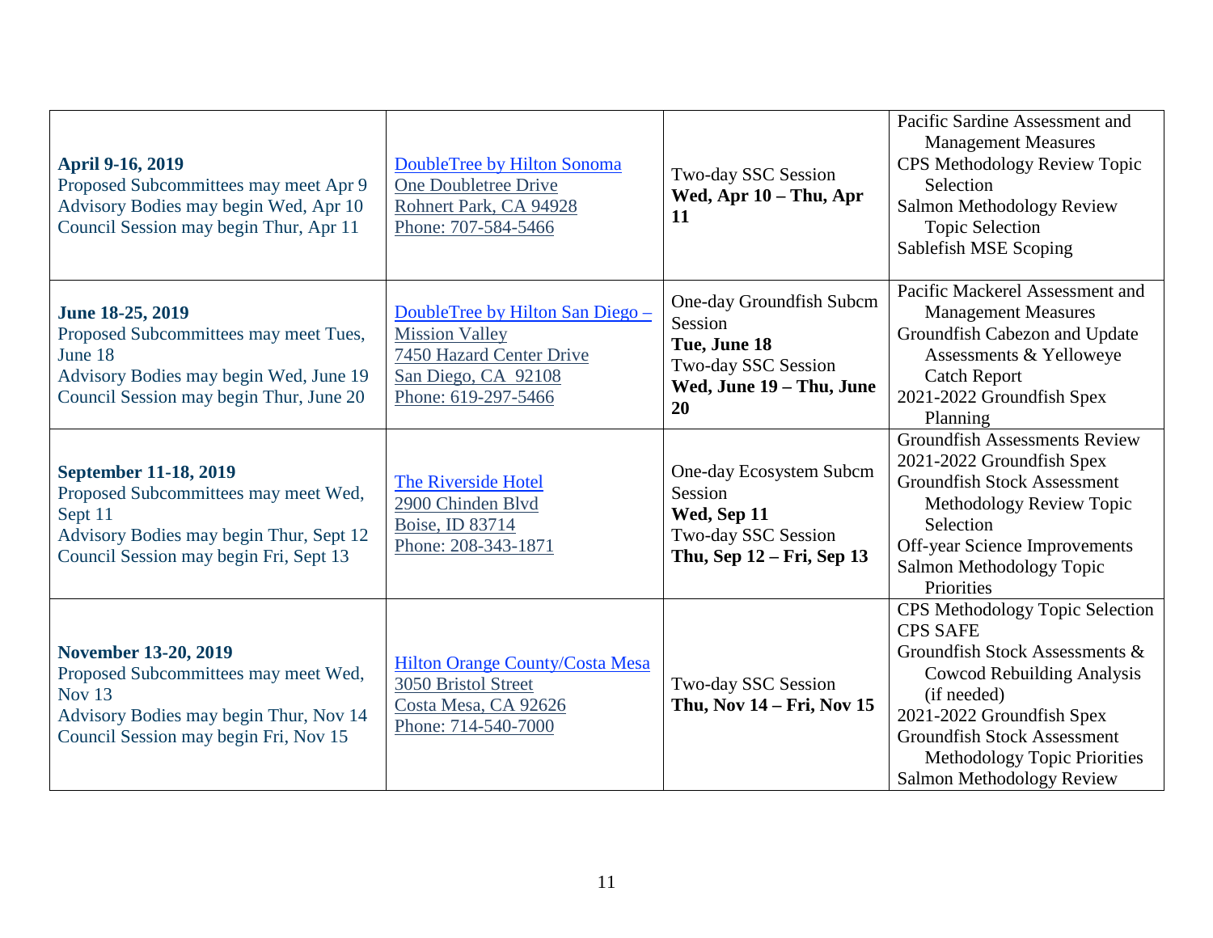| | | | |
|---|---|---|---|
| **April 9-16, 2019**<br>Proposed Subcommittees may meet Apr 9<br>Advisory Bodies may begin Wed, Apr 10<br>Council Session may begin Thur, Apr 11 | DoubleTree by Hilton Sonoma<br>One Doubletree Drive<br>Rohnert Park, CA 94928<br>Phone: 707-584-5466 | Two-day SSC Session<br>**Wed, Apr 10 – Thu, Apr 11** | Pacific Sardine Assessment and Management Measures<br>CPS Methodology Review Topic Selection<br>Salmon Methodology Review Topic Selection<br>Sablefish MSE Scoping |
| **June 18-25, 2019**<br>Proposed Subcommittees may meet Tues, June 18<br>Advisory Bodies may begin Wed, June 19<br>Council Session may begin Thur, June 20 | DoubleTree by Hilton San Diego – Mission Valley<br>7450 Hazard Center Drive<br>San Diego, CA 92108<br>Phone: 619-297-5466 | One-day Groundfish Subcm Session<br>**Tue, June 18**<br>Two-day SSC Session<br>**Wed, June 19 – Thu, June 20** | Pacific Mackerel Assessment and Management Measures<br>Groundfish Cabezon and Update Assessments & Yelloweye Catch Report<br>2021-2022 Groundfish Spex Planning |
| **September 11-18, 2019**<br>Proposed Subcommittees may meet Wed, Sept 11<br>Advisory Bodies may begin Thur, Sept 12<br>Council Session may begin Fri, Sept 13 | The Riverside Hotel<br>2900 Chinden Blvd<br>Boise, ID 83714<br>Phone: 208-343-1871 | One-day Ecosystem Subcm Session<br>**Wed, Sep 11**<br>Two-day SSC Session<br>**Thu, Sep 12 – Fri, Sep 13** | Groundfish Assessments Review<br>2021-2022 Groundfish Spex<br>Groundfish Stock Assessment Methodology Review Topic Selection<br>Off-year Science Improvements<br>Salmon Methodology Topic Priorities |
| **November 13-20, 2019**<br>Proposed Subcommittees may meet Wed, Nov 13<br>Advisory Bodies may begin Thur, Nov 14<br>Council Session may begin Fri, Nov 15 | Hilton Orange County/Costa Mesa<br>3050 Bristol Street<br>Costa Mesa, CA 92626<br>Phone: 714-540-7000 | Two-day SSC Session<br>**Thu, Nov 14 – Fri, Nov 15** | CPS Methodology Topic Selection<br>CPS SAFE<br>Groundfish Stock Assessments & Cowcod Rebuilding Analysis (if needed)<br>2021-2022 Groundfish Spex<br>Groundfish Stock Assessment Methodology Topic Priorities<br>Salmon Methodology Review |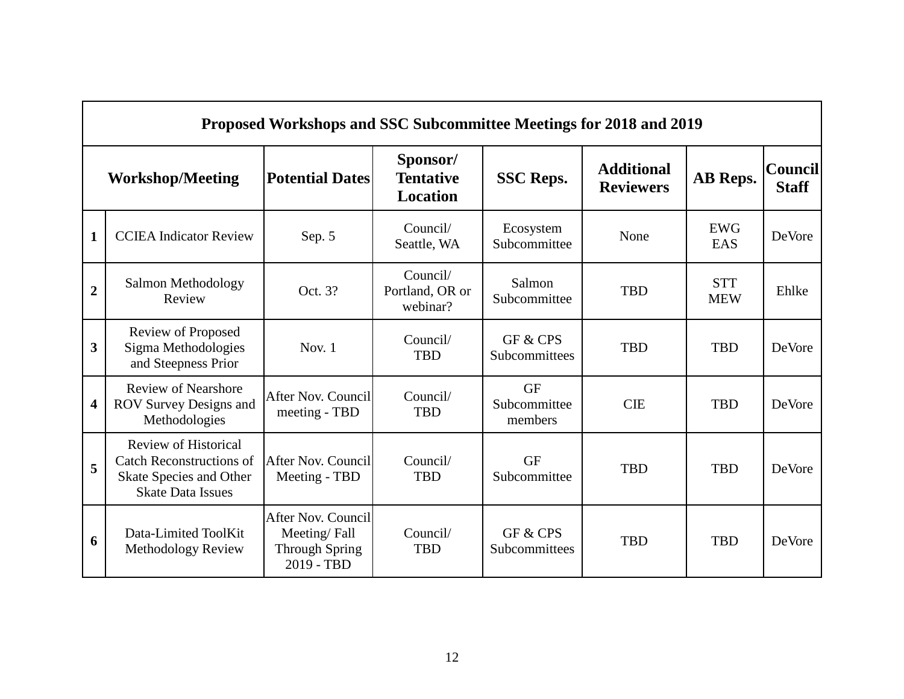| Proposed Workshops and SSC Subcommittee Meetings for 2018 and 2019 | | | | | | | | |
|---|---|---|---|---|---|---|---|---|
| **Workshop/Meeting** | | **Potential Dates** | **Sponsor/ Tentative Location** | **SSC Reps.** | **Additional Reviewers** | **AB Reps.** | **Council Staff** |
| **1** | CCIEA Indicator Review | Sep. 5 | Council/ Seattle, WA | Ecosystem Subcommittee | None | EWG EAS | DeVore |
| **2** | Salmon Methodology Review | Oct. 3? | Council/ Portland, OR or webinar? | Salmon Subcommittee | TBD | STT MEW | Ehlke |
| **3** | Review of Proposed Sigma Methodologies and Steepness Prior | Nov. 1 | Council/ TBD | GF & CPS Subcommittees | TBD | TBD | DeVore |
| **4** | Review of Nearshore ROV Survey Designs and Methodologies | After Nov. Council meeting - TBD | Council/ TBD | GF Subcommittee members | CIE | TBD | DeVore |
| **5** | Review of Historical Catch Reconstructions of Skate Species and Other Skate Data Issues | After Nov. Council Meeting - TBD | Council/ TBD | GF Subcommittee | TBD | TBD | DeVore |
| **6** | Data-Limited ToolKit Methodology Review | After Nov. Council Meeting/ Fall Through Spring 2019 - TBD | Council/ TBD | GF & CPS Subcommittees | TBD | TBD | DeVore |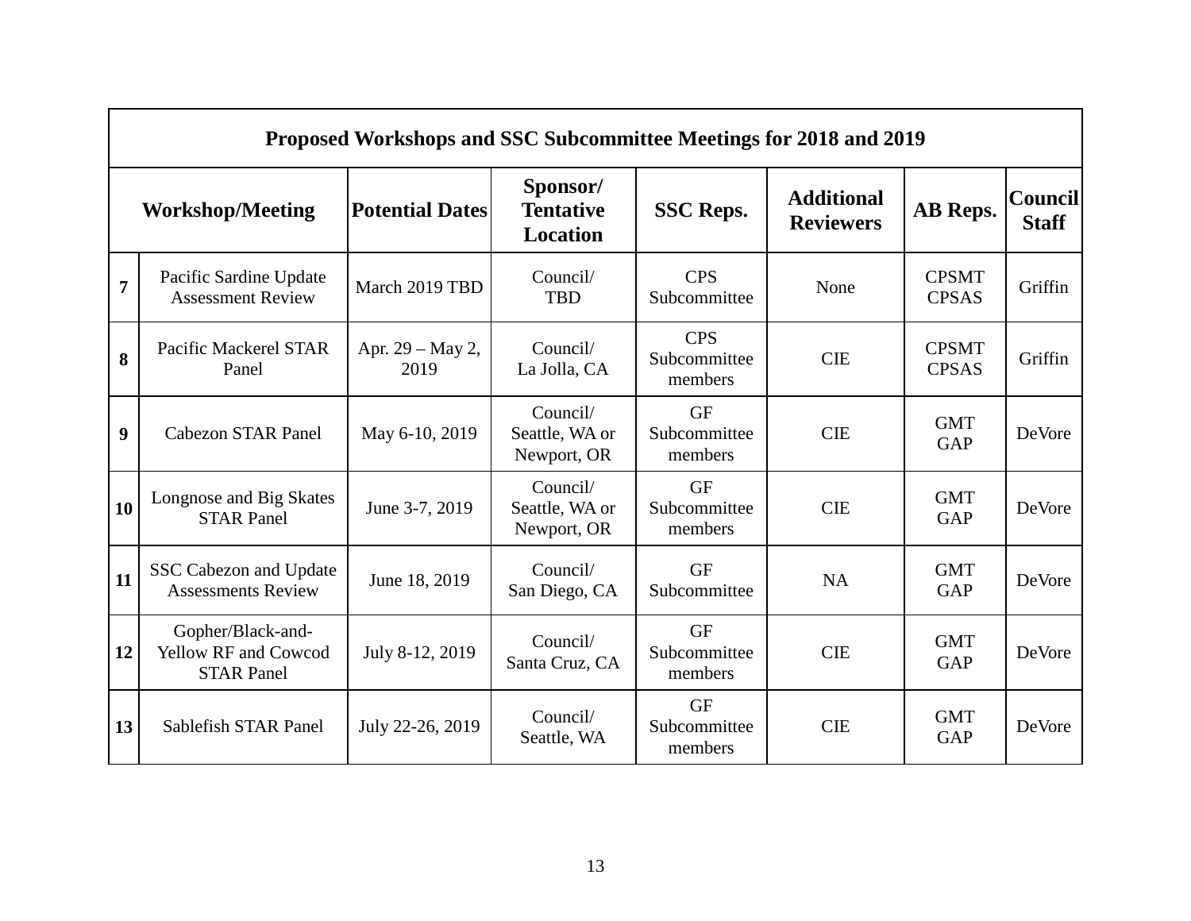| Proposed Workshops and SSC Subcommittee Meetings for 2018 and 2019 | | | | | | | |
|---|---|---|---|---|---|---|---|
| **Workshop/Meeting** | | **Potential Dates** | **Sponsor/ Tentative Location** | **SSC Reps.** | **Additional Reviewers** | **AB Reps.** | **Council Staff** |
| **7** | Pacific Sardine Update Assessment Review | March 2019 TBD | Council/ TBD | CPS Subcommittee | None | CPSMT CPSAS | Griffin |
| **8** | Pacific Mackerel STAR Panel | Apr. 29 – May 2, 2019 | Council/ La Jolla, CA | CPS Subcommittee members | CIE | CPSMT CPSAS | Griffin |
| **9** | Cabezon STAR Panel | May 6-10, 2019 | Council/ Seattle, WA or Newport, OR | GF Subcommittee members | CIE | GMT GAP | DeVore |
| **10** | Longnose and Big Skates STAR Panel | June 3-7, 2019 | Council/ Seattle, WA or Newport, OR | GF Subcommittee members | CIE | GMT GAP | DeVore |
| **11** | SSC Cabezon and Update Assessments Review | June 18, 2019 | Council/ San Diego, CA | GF Subcommittee | NA | GMT GAP | DeVore |
| **12** | Gopher/Black-and-Yellow RF and Cowcod STAR Panel | July 8-12, 2019 | Council/ Santa Cruz, CA | GF Subcommittee members | CIE | GMT GAP | DeVore |
| **13** | Sablefish STAR Panel | July 22-26, 2019 | Council/ Seattle, WA | GF Subcommittee members | CIE | GMT GAP | DeVore |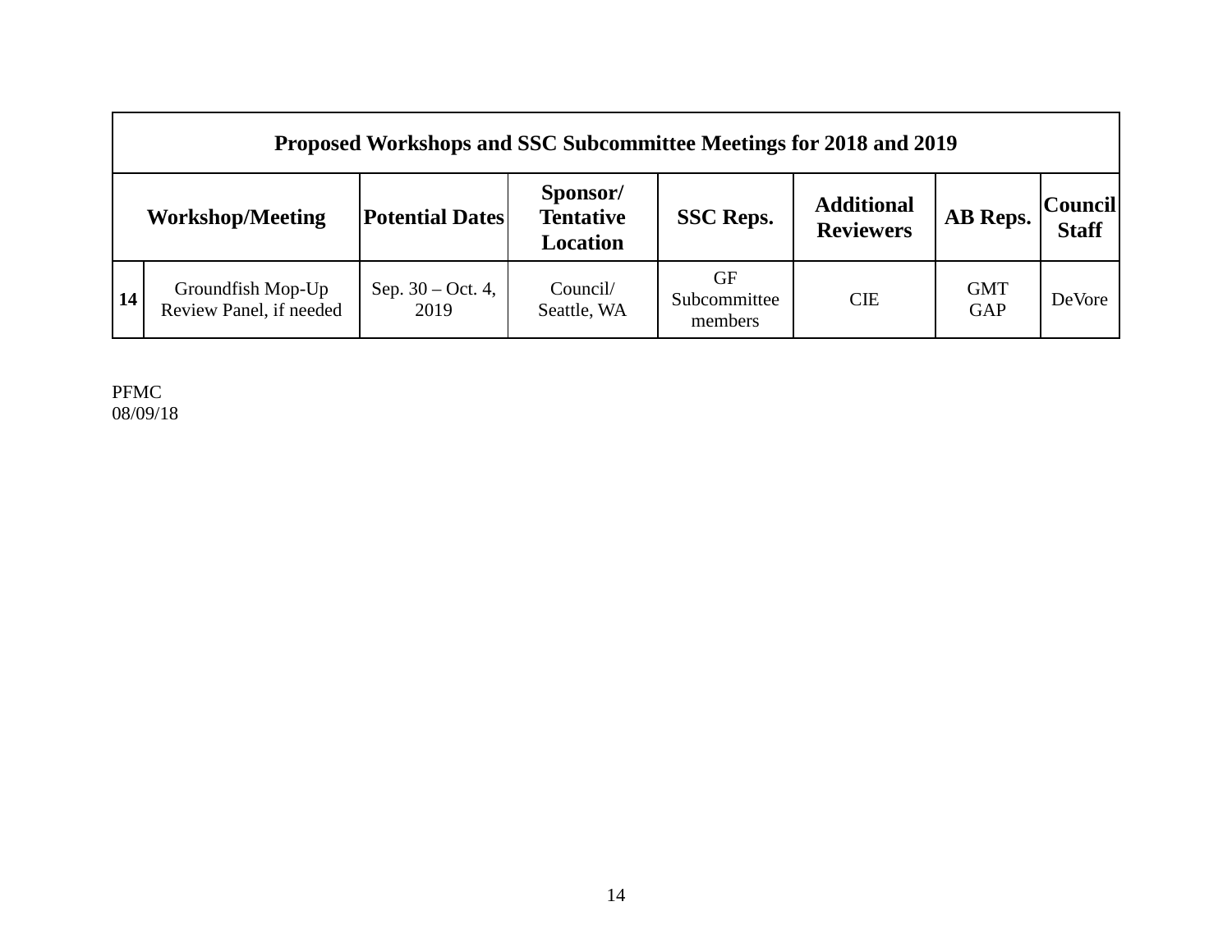| Proposed Workshops and SSC Subcommittee Meetings for 2018 and 2019 | | | | | | | |
|---|---|---|---|---|---|---|---|
| **Workshop/Meeting** | | **Potential Dates** | **Sponsor/ Tentative Location** | **SSC Reps.** | **Additional Reviewers** | **AB Reps.** | **Council Staff** |
| **14** | Groundfish Mop-Up Review Panel, if needed | Sep. 30 – Oct. 4, 2019 | Council/ Seattle, WA | GF Subcommittee members | CIE | GMT GAP | DeVore |

PFMC
08/09/18